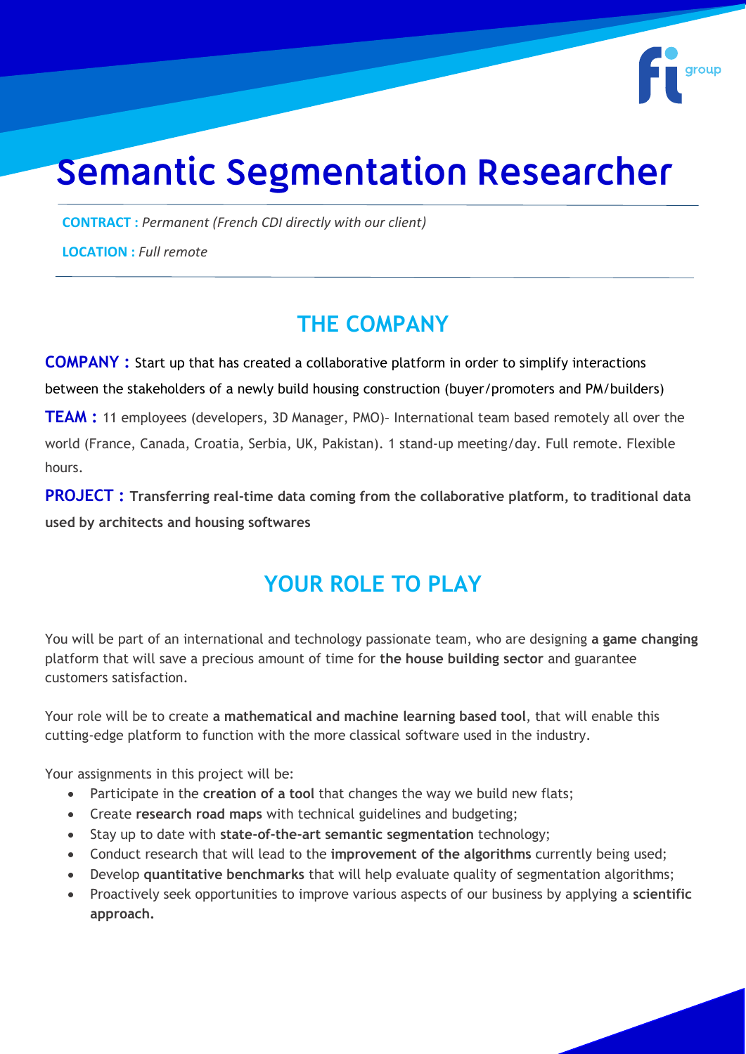# Semantic Segmentation Researcher

**CONTRACT :** *Permanent (French CDI directly with our client)*

**LOCATION :** *Full remote*

## THE COMPANY

**COMPANY :** Start up that has created a collaborative platform in order to simplify interactions between the stakeholders of a newly build housing construction (buyer/promoters and PM/builders)

**TEAM :** 11 employees (developers, 3D Manager, PMO)– International team based remotely all over the world (France, Canada, Croatia, Serbia, UK, Pakistan). 1 stand-up meeting/day. Full remote. Flexible hours.

**PROJECT : Transferring real-time data coming from the collaborative platform, to traditional data used by architects and housing softwares**

## YOUR ROLE TO PLAY

You will be part of an international and technology passionate team, who are designing **a game changing** platform that will save a precious amount of time for **the house building sector** and guarantee customers satisfaction.

Your role will be to create **a mathematical and machine learning based tool**, that will enable this cutting-edge platform to function with the more classical software used in the industry.

Your assignments in this project will be:

- Participate in the **creation of a tool** that changes the way we build new flats;
- Create **research road maps** with technical guidelines and budgeting;
- Stay up to date with **state-of-the-art semantic segmentation** technology;
- Conduct research that will lead to the **improvement of the algorithms** currently being used;
- Develop **quantitative benchmarks** that will help evaluate quality of segmentation algorithms;
- Proactively seek opportunities to improve various aspects of our business by applying a **scientific approach.**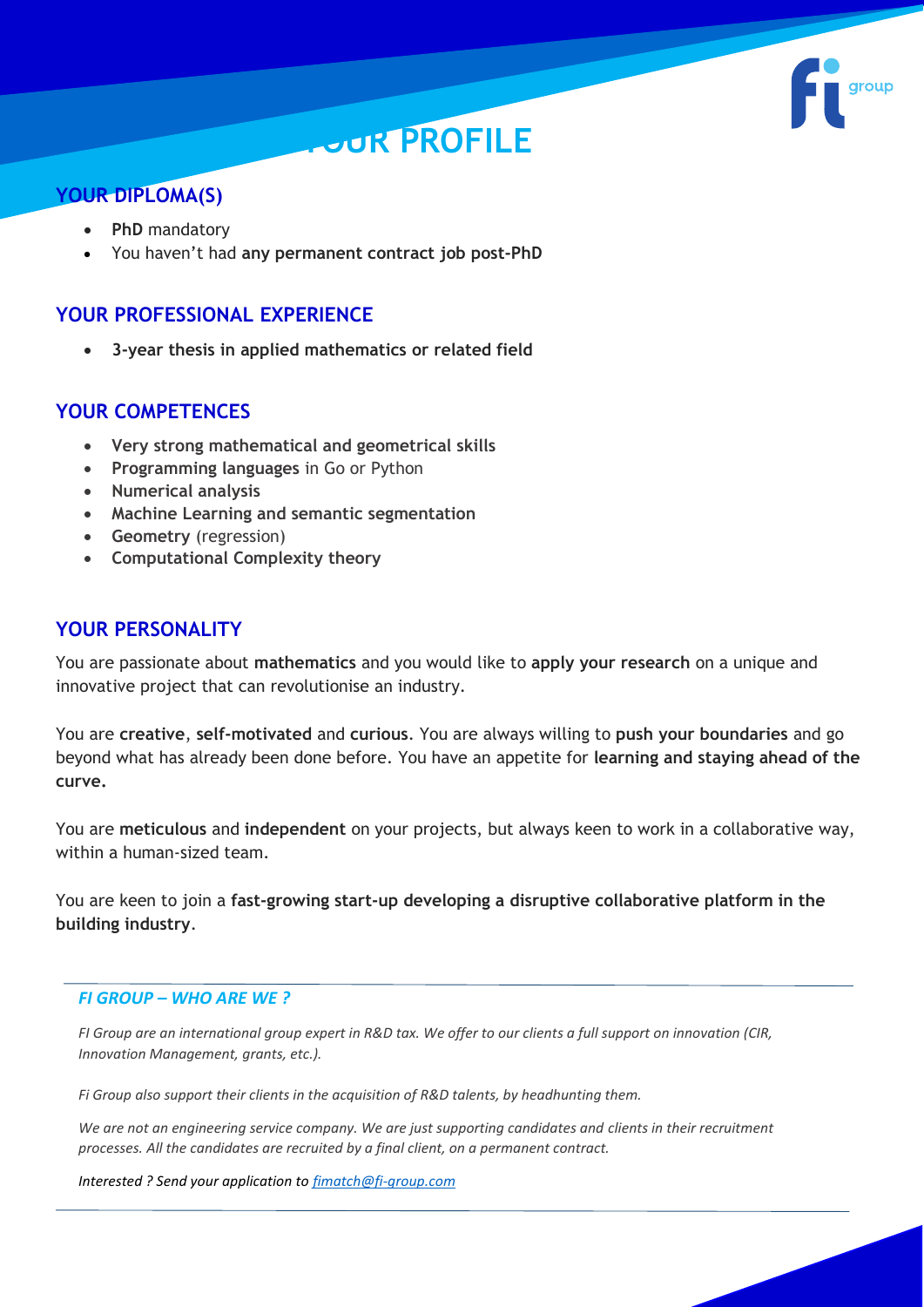# YOUR PROFILE

## YOUR DIPLOMA(S)

- **PhD** mandatory
- You haven't had **any permanent contract job post-PhD**

## YOUR PROFESSIONAL EXPERIENCE

- **3-year thesis in applied mathematics or related field**

## YOUR COMPETENCES

- **Very strong mathematical and geometrical skills**
- **Programming languages** in Go or Python
- **Numerical analysis**
- **Machine Learning and semantic segmentation**
- **Geometry** (regression)
- **Computational Complexity theory**

## YOUR PERSONALITY

You are passionate about **mathematics** and you would like to **apply your research** on a unique and innovative project that can revolutionise an industry.

You are **creative**, **self-motivated** and **curious**. You are always willing to **push your boundaries** and go beyond what has already been done before. You have an appetite for **learning and staying ahead of the curve.**

You are **meticulous** and **independent** on your projects, but always keen to work in a collaborative way, within a human-sized team.

You are keen to join a **fast-growing start-up developing a disruptive collaborative platform in the building industry**.

---

### *FI GROUP – WHO ARE WE ?*

*FI Group are an international group expert in R&D tax. We offer to our clients a full support on innovation (CIR, Innovation Management, grants, etc.).*

*Fi Group also support their clients in the acquisition of R&D talents, by headhunting them.*

*We are not an engineering service company. We are just supporting candidates and clients in their recruitment processes. All the candidates are recruited by a final client, on a permanent contract.*

*Interested ? Send your application to [fimatch@fi-group.com](mailto:fimatch@fi-group.com)*